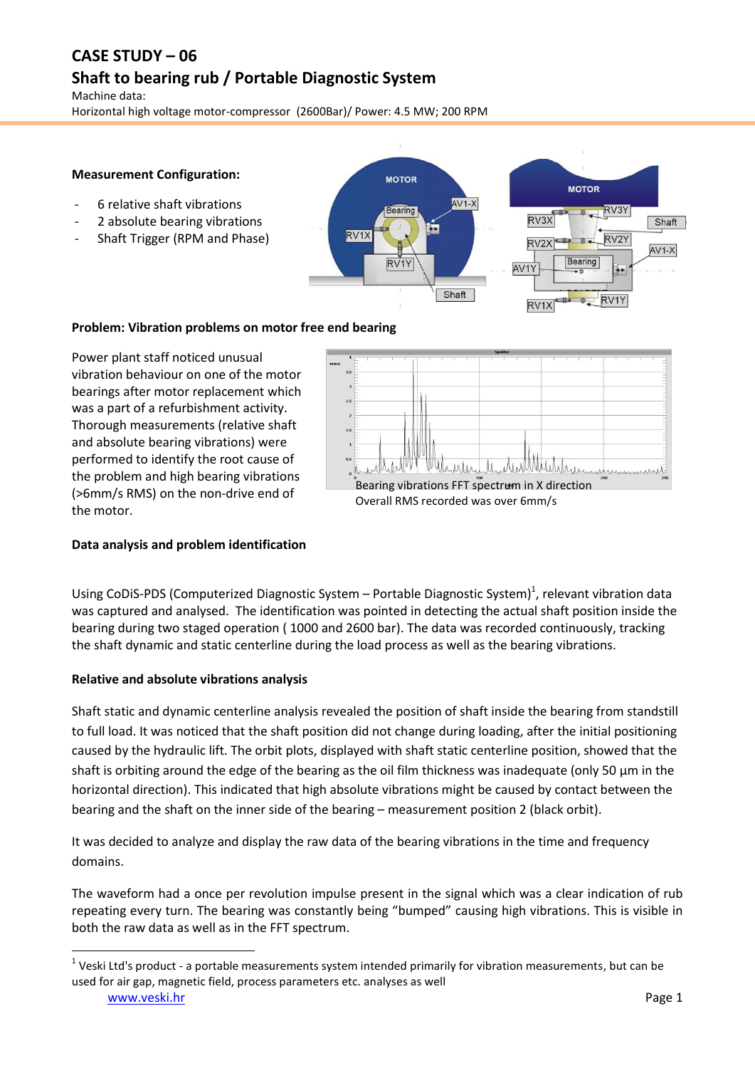# CASE STUDY – 06

## Shaft to bearing rub / Portable Diagnostic System

Machine data:

Horizontal high voltage motor-compressor (2600Bar)/ Power: 4.5 MW; 200 RPM

**Measurement Configuration:**

- 6 relative shaft vibrations
- 2 absolute bearing vibrations
- Shaft Trigger (RPM and Phase)

**Problem: Vibration problems on motor free end bearing**

Power plant staff noticed unusual vibration behaviour on one of the motor bearings after motor replacement which was a part of a refurbishment activity. Thorough measurements (relative shaft and absolute bearing vibrations) were performed to identify the root cause of the problem and high bearing vibrations (>6mm/s RMS) on the non-drive end of the motor.

Bearing vibrations FFT spectrum in X direction

Overall RMS recorded was over 6mm/s

**Data analysis and problem identification**

Using CoDiS-PDS (Computerized Diagnostic System – Portable Diagnostic System)[1], relevant vibration data was captured and analysed. The identification was pointed in detecting the actual shaft position inside the bearing during two staged operation ( 1000 and 2600 bar). The data was recorded continuously, tracking the shaft dynamic and static centerline during the load process as well as the bearing vibrations.

**Relative and absolute vibrations analysis**

Shaft static and dynamic centerline analysis revealed the position of shaft inside the bearing from standstill to full load. It was noticed that the shaft position did not change during loading, after the initial positioning caused by the hydraulic lift. The orbit plots, displayed with shaft static centerline position, showed that the shaft is orbiting around the edge of the bearing as the oil film thickness was inadequate (only 50 µm in the horizontal direction). This indicated that high absolute vibrations might be caused by contact between the bearing and the shaft on the inner side of the bearing – measurement position 2 (black orbit).

It was decided to analyze and display the raw data of the bearing vibrations in the time and frequency domains.

The waveform had a once per revolution impulse present in the signal which was a clear indication of rub repeating every turn. The bearing was constantly being "bumped" causing high vibrations. This is visible in both the raw data as well as in the FFT spectrum.

[1] Veski Ltd's product - a portable measurements system intended primarily for vibration measurements, but can be used for air gap, magnetic field, process parameters etc. analyses as well

www.veski.hr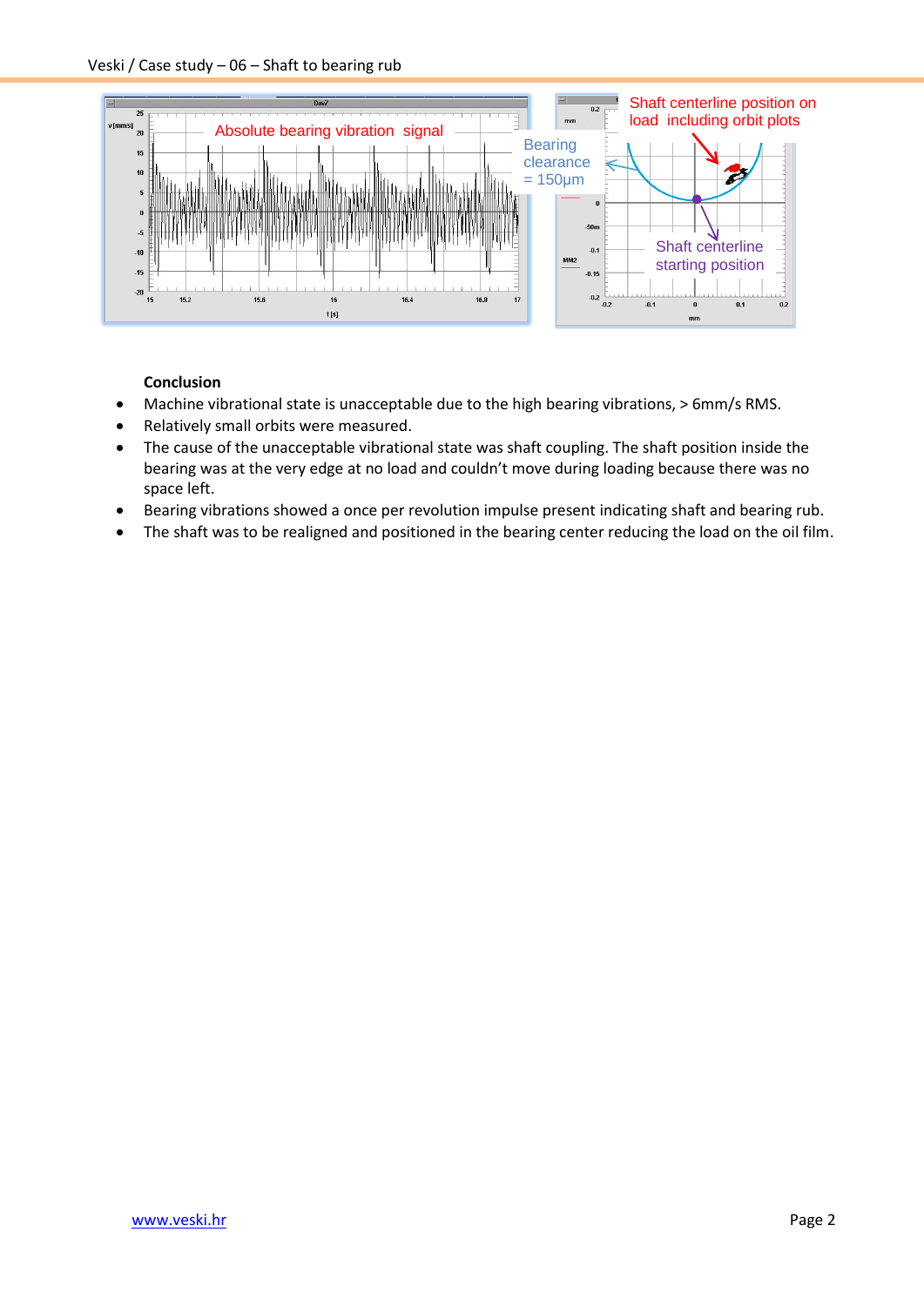Absolute bearing vibration signal

v [mm/s]

25
20
15
10
5
0
-5
-10
-15
-20

15 15.2 15.6 16 16.4 16.8 17

t [s]

Shaft centerline position on load including orbit plots

Bearing clearance = 150μm

Shaft centerline starting position

mm

0.2
0
-50m
-0.1
-0.15
-0.2

-0.2 -0.1 0 0.1 0.2

mm

**Conclusion**

- Machine vibrational state is unacceptable due to the high bearing vibrations, > 6mm/s RMS.
- Relatively small orbits were measured.
- The cause of the unacceptable vibrational state was shaft coupling. The shaft position inside the bearing was at the very edge at no load and couldn't move during loading because there was no space left.
- Bearing vibrations showed a once per revolution impulse present indicating shaft and bearing rub.
- The shaft was to be realigned and positioned in the bearing center reducing the load on the oil film.

www.veski.hr